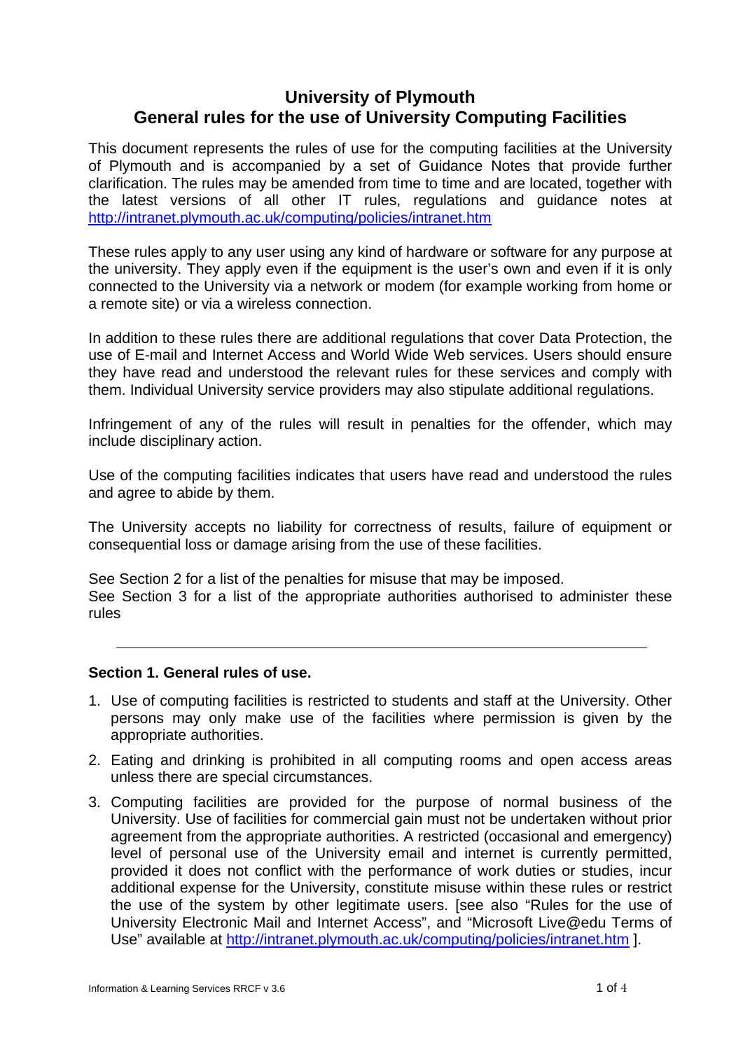# University of Plymouth
# General rules for the use of University Computing Facilities

This document represents the rules of use for the computing facilities at the University of Plymouth and is accompanied by a set of Guidance Notes that provide further clarification. The rules may be amended from time to time and are located, together with the latest versions of all other IT rules, regulations and guidance notes at http://intranet.plymouth.ac.uk/computing/policies/intranet.htm

These rules apply to any user using any kind of hardware or software for any purpose at the university. They apply even if the equipment is the user's own and even if it is only connected to the University via a network or modem (for example working from home or a remote site) or via a wireless connection.

In addition to these rules there are additional regulations that cover Data Protection, the use of E-mail and Internet Access and World Wide Web services. Users should ensure they have read and understood the relevant rules for these services and comply with them. Individual University service providers may also stipulate additional regulations.

Infringement of any of the rules will result in penalties for the offender, which may include disciplinary action.

Use of the computing facilities indicates that users have read and understood the rules and agree to abide by them.

The University accepts no liability for correctness of results, failure of equipment or consequential loss or damage arising from the use of these facilities.

See Section 2 for a list of the penalties for misuse that may be imposed.
See Section 3 for a list of the appropriate authorities authorised to administer these rules

---

**Section 1. General rules of use.**

1. Use of computing facilities is restricted to students and staff at the University. Other persons may only make use of the facilities where permission is given by the appropriate authorities.
2. Eating and drinking is prohibited in all computing rooms and open access areas unless there are special circumstances.
3. Computing facilities are provided for the purpose of normal business of the University. Use of facilities for commercial gain must not be undertaken without prior agreement from the appropriate authorities. A restricted (occasional and emergency) level of personal use of the University email and internet is currently permitted, provided it does not conflict with the performance of work duties or studies, incur additional expense for the University, constitute misuse within these rules or restrict the use of the system by other legitimate users. [see also "Rules for the use of University Electronic Mail and Internet Access", and "Microsoft Live@edu Terms of Use" available at http://intranet.plymouth.ac.uk/computing/policies/intranet.htm ].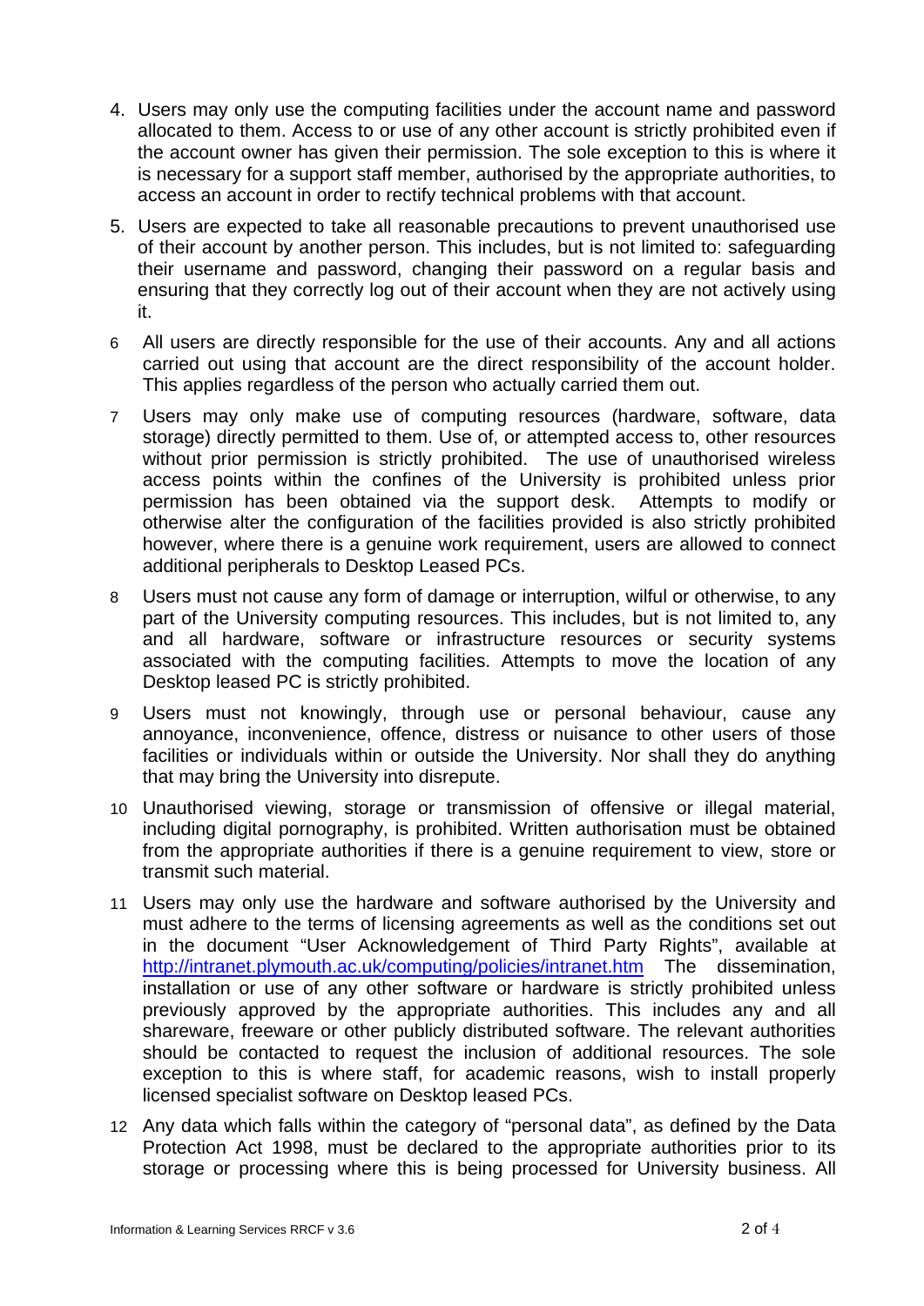4. Users may only use the computing facilities under the account name and password allocated to them. Access to or use of any other account is strictly prohibited even if the account owner has given their permission. The sole exception to this is where it is necessary for a support staff member, authorised by the appropriate authorities, to access an account in order to rectify technical problems with that account.

5. Users are expected to take all reasonable precautions to prevent unauthorised use of their account by another person. This includes, but is not limited to: safeguarding their username and password, changing their password on a regular basis and ensuring that they correctly log out of their account when they are not actively using it.

6. All users are directly responsible for the use of their accounts. Any and all actions carried out using that account are the direct responsibility of the account holder. This applies regardless of the person who actually carried them out.

7. Users may only make use of computing resources (hardware, software, data storage) directly permitted to them. Use of, or attempted access to, other resources without prior permission is strictly prohibited. The use of unauthorised wireless access points within the confines of the University is prohibited unless prior permission has been obtained via the support desk. Attempts to modify or otherwise alter the configuration of the facilities provided is also strictly prohibited however, where there is a genuine work requirement, users are allowed to connect additional peripherals to Desktop Leased PCs.

8. Users must not cause any form of damage or interruption, wilful or otherwise, to any part of the University computing resources. This includes, but is not limited to, any and all hardware, software or infrastructure resources or security systems associated with the computing facilities. Attempts to move the location of any Desktop leased PC is strictly prohibited.

9. Users must not knowingly, through use or personal behaviour, cause any annoyance, inconvenience, offence, distress or nuisance to other users of those facilities or individuals within or outside the University. Nor shall they do anything that may bring the University into disrepute.

10. Unauthorised viewing, storage or transmission of offensive or illegal material, including digital pornography, is prohibited. Written authorisation must be obtained from the appropriate authorities if there is a genuine requirement to view, store or transmit such material.

11. Users may only use the hardware and software authorised by the University and must adhere to the terms of licensing agreements as well as the conditions set out in the document "User Acknowledgement of Third Party Rights", available at http://intranet.plymouth.ac.uk/computing/policies/intranet.htm The dissemination, installation or use of any other software or hardware is strictly prohibited unless previously approved by the appropriate authorities. This includes any and all shareware, freeware or other publicly distributed software. The relevant authorities should be contacted to request the inclusion of additional resources. The sole exception to this is where staff, for academic reasons, wish to install properly licensed specialist software on Desktop leased PCs.

12. Any data which falls within the category of "personal data", as defined by the Data Protection Act 1998, must be declared to the appropriate authorities prior to its storage or processing where this is being processed for University business. All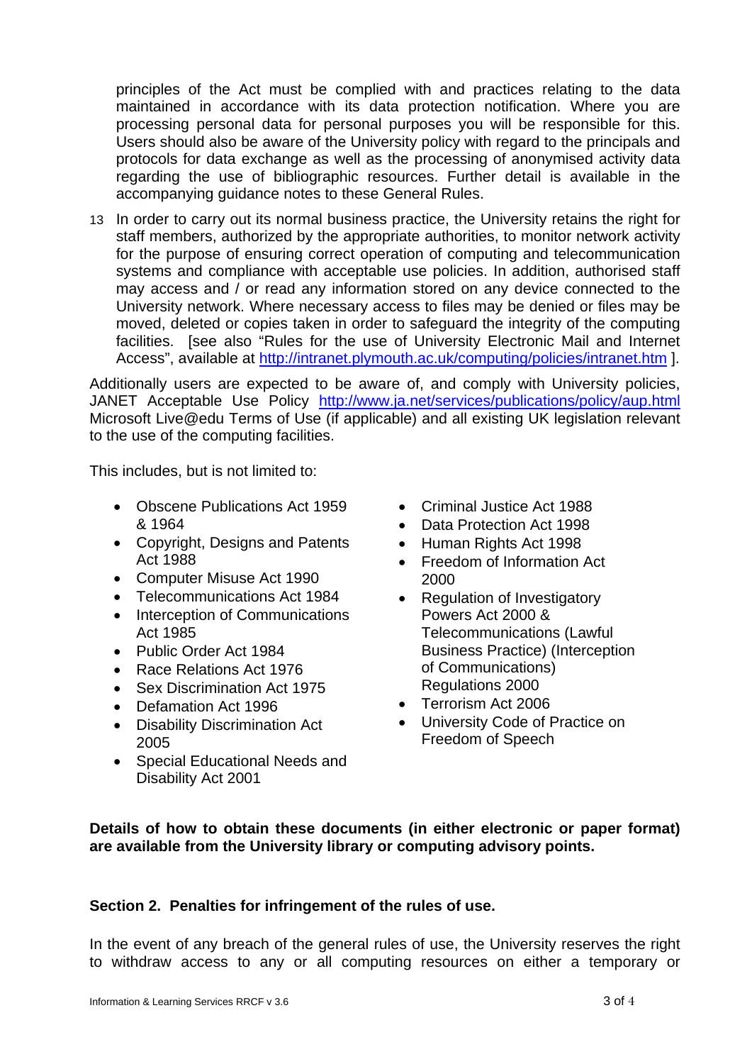principles of the Act must be complied with and practices relating to the data maintained in accordance with its data protection notification. Where you are processing personal data for personal purposes you will be responsible for this. Users should also be aware of the University policy with regard to the principals and protocols for data exchange as well as the processing of anonymised activity data regarding the use of bibliographic resources. Further detail is available in the accompanying guidance notes to these General Rules.

13 In order to carry out its normal business practice, the University retains the right for staff members, authorized by the appropriate authorities, to monitor network activity for the purpose of ensuring correct operation of computing and telecommunication systems and compliance with acceptable use policies. In addition, authorised staff may access and / or read any information stored on any device connected to the University network. Where necessary access to files may be denied or files may be moved, deleted or copies taken in order to safeguard the integrity of the computing facilities. [see also "Rules for the use of University Electronic Mail and Internet Access", available at http://intranet.plymouth.ac.uk/computing/policies/intranet.htm ].

Additionally users are expected to be aware of, and comply with University policies, JANET Acceptable Use Policy http://www.ja.net/services/publications/policy/aup.html Microsoft Live@edu Terms of Use (if applicable) and all existing UK legislation relevant to the use of the computing facilities.

This includes, but is not limited to:

- Obscene Publications Act 1959 & 1964
- Copyright, Designs and Patents Act 1988
- Computer Misuse Act 1990
- Telecommunications Act 1984
- Interception of Communications Act 1985
- Public Order Act 1984
- Race Relations Act 1976
- Sex Discrimination Act 1975
- Defamation Act 1996
- Disability Discrimination Act 2005
- Special Educational Needs and Disability Act 2001
- Criminal Justice Act 1988
- Data Protection Act 1998
- Human Rights Act 1998
- Freedom of Information Act 2000
- Regulation of Investigatory Powers Act 2000 & Telecommunications (Lawful Business Practice) (Interception of Communications) Regulations 2000
- Terrorism Act 2006
- University Code of Practice on Freedom of Speech

**Details of how to obtain these documents (in either electronic or paper format) are available from the University library or computing advisory points.**

## Section 2. Penalties for infringement of the rules of use.

In the event of any breach of the general rules of use, the University reserves the right to withdraw access to any or all computing resources on either a temporary or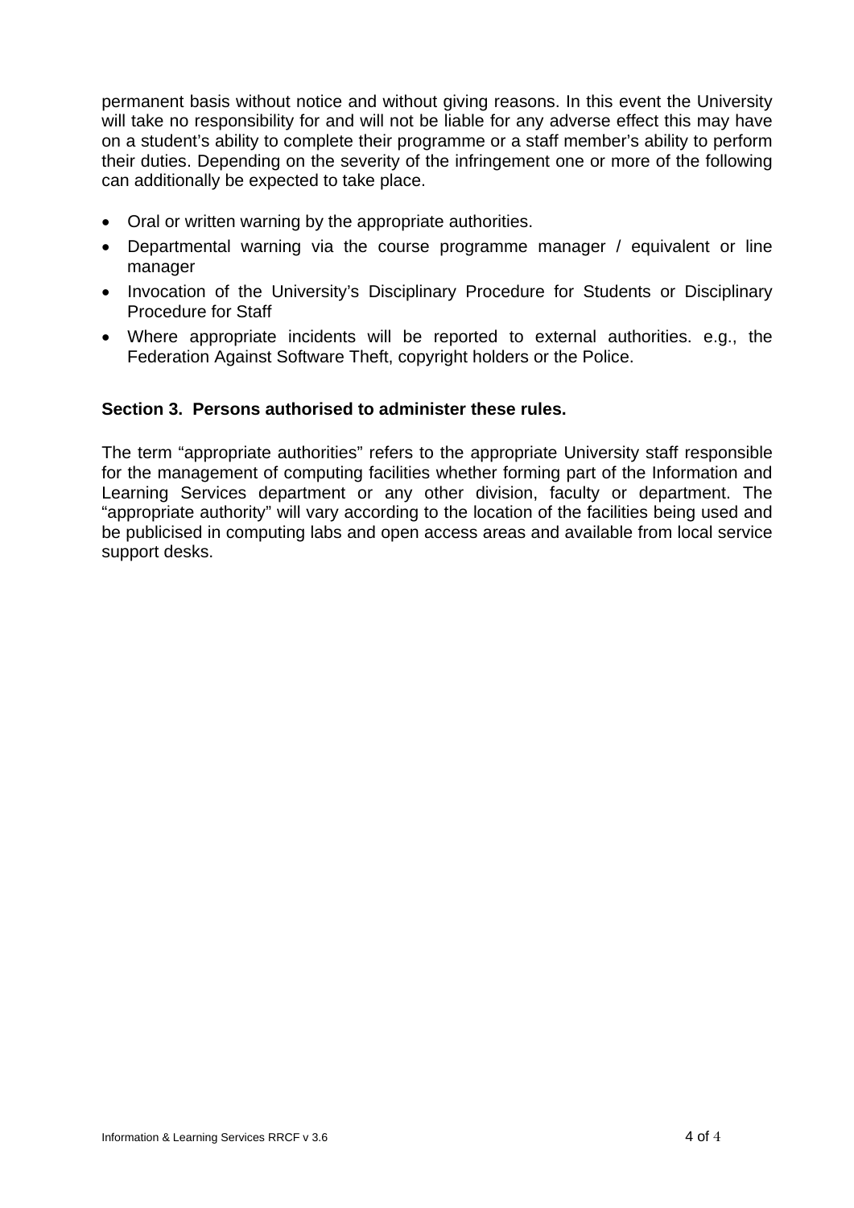permanent basis without notice and without giving reasons. In this event the University will take no responsibility for and will not be liable for any adverse effect this may have on a student's ability to complete their programme or a staff member's ability to perform their duties. Depending on the severity of the infringement one or more of the following can additionally be expected to take place.

- Oral or written warning by the appropriate authorities.
- Departmental warning via the course programme manager / equivalent or line manager
- Invocation of the University's Disciplinary Procedure for Students or Disciplinary Procedure for Staff
- Where appropriate incidents will be reported to external authorities. e.g., the Federation Against Software Theft, copyright holders or the Police.

**Section 3. Persons authorised to administer these rules.**

The term "appropriate authorities" refers to the appropriate University staff responsible for the management of computing facilities whether forming part of the Information and Learning Services department or any other division, faculty or department. The "appropriate authority" will vary according to the location of the facilities being used and be publicised in computing labs and open access areas and available from local service support desks.